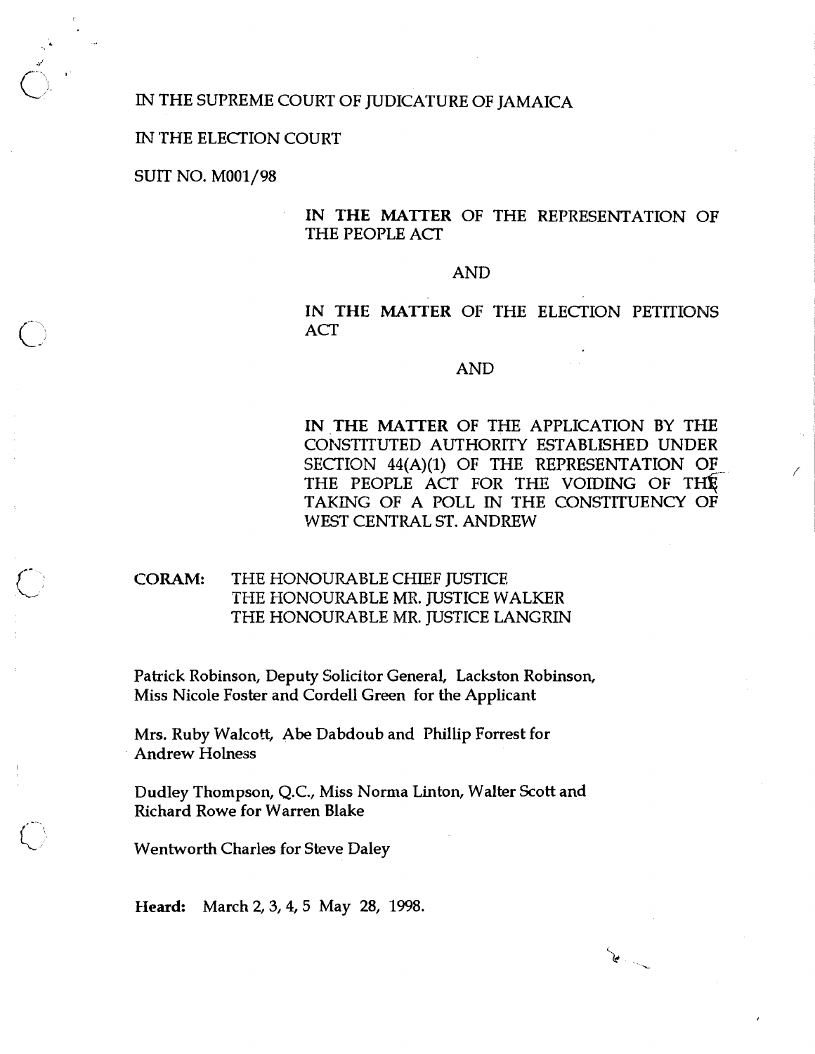IN THE SUPREME COURT OF JUDICATURE OF JAMAICA

IN THE ELECTION COURT

SUIT NO. M001/98

**IN THE MATTER** OF THE REPRESENTATION OF THE PEOPLE ACT

AND

**IN THE MATTER** OF THE ELECTION PETITIONS ACT

AND

**IN THE MATTER** OF THE APPLICATION BY THE CONSTITUTED AUTHORITY ESTABLISHED UNDER SECTION 44(A)(1) OF THE REPRESENTATION OF THE PEOPLE ACT FOR THE VOIDING OF THE TAKING OF A POLL IN THE CONSTITUENCY OF WEST CENTRAL ST. ANDREW

**CORAM:** THE HONOURABLE CHIEF JUSTICE
THE HONOURABLE MR. JUSTICE WALKER
THE HONOURABLE MR. JUSTICE LANGRIN

Patrick Robinson, Deputy Solicitor General, Lackston Robinson, Miss Nicole Foster and Cordell Green for the Applicant

Mrs. Ruby Walcott, Abe Dabdoub and Phillip Forrest for Andrew Holness

Dudley Thompson, Q.C., Miss Norma Linton, Walter Scott and Richard Rowe for Warren Blake

Wentworth Charles for Steve Daley

**Heard:** March 2, 3, 4, 5 May 28, 1998.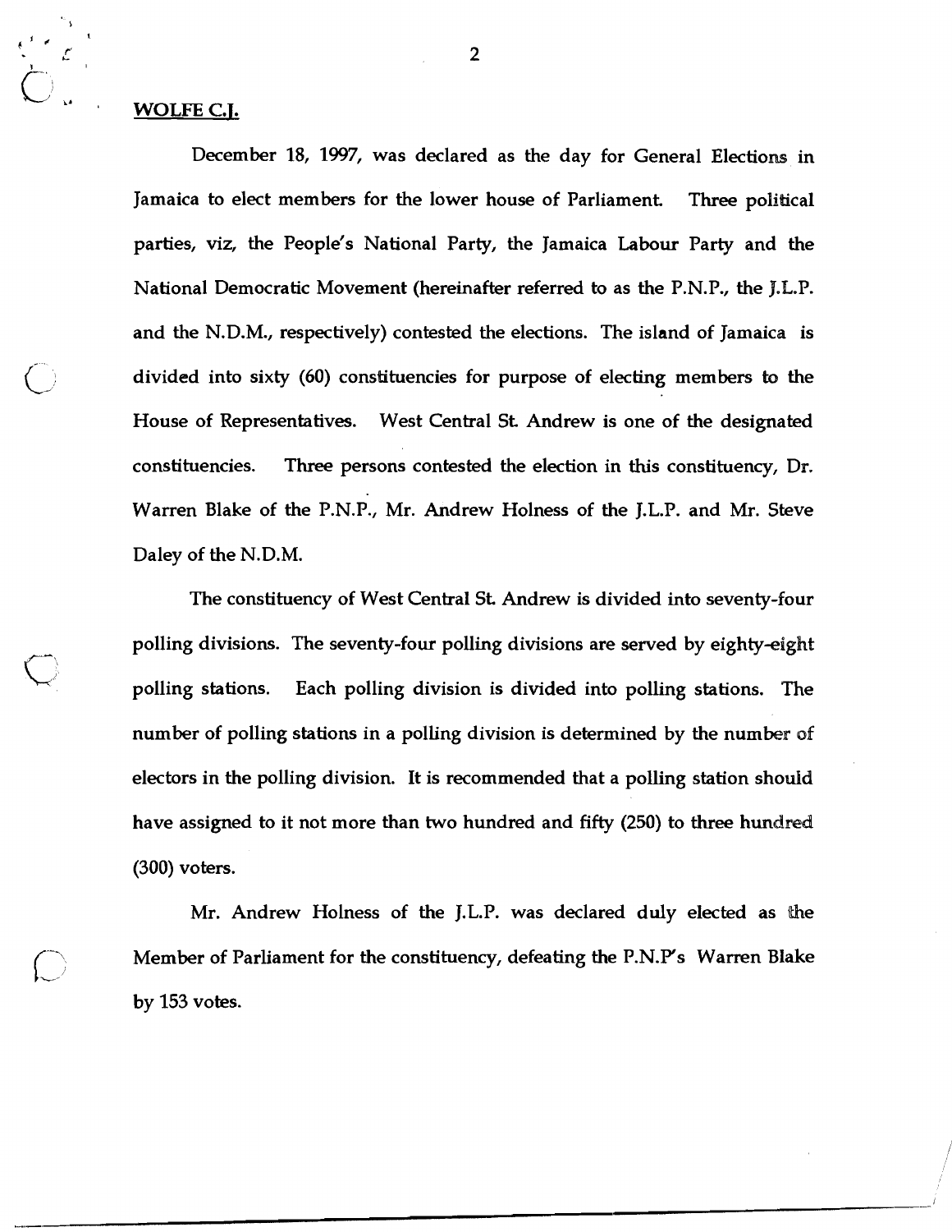**WOLFE C.J.**

December 18, 1997, was declared as the day for General Elections in Jamaica to elect members for the lower house of Parliament. Three political parties, viz, the People's National Party, the Jamaica Labour Party and the National Democratic Movement (hereinafter referred to as the P.N.P., the J.L.P. and the N.D.M., respectively) contested the elections. The island of Jamaica is divided into sixty (60) constituencies for purpose of electing members to the House of Representatives. West Central St. Andrew is one of the designated constituencies. Three persons contested the election in this constituency, Dr. Warren Blake of the P.N.P., Mr. Andrew Holness of the J.L.P. and Mr. Steve Daley of the N.D.M.

The constituency of West Central St. Andrew is divided into seventy-four polling divisions. The seventy-four polling divisions are served by eighty-eight polling stations. Each polling division is divided into polling stations. The number of polling stations in a polling division is determined by the number of electors in the polling division. It is recommended that a polling station should have assigned to it not more than two hundred and fifty (250) to three hundred (300) voters.

Mr. Andrew Holness of the J.L.P. was declared duly elected as the Member of Parliament for the constituency, defeating the P.N.P's Warren Blake by 153 votes.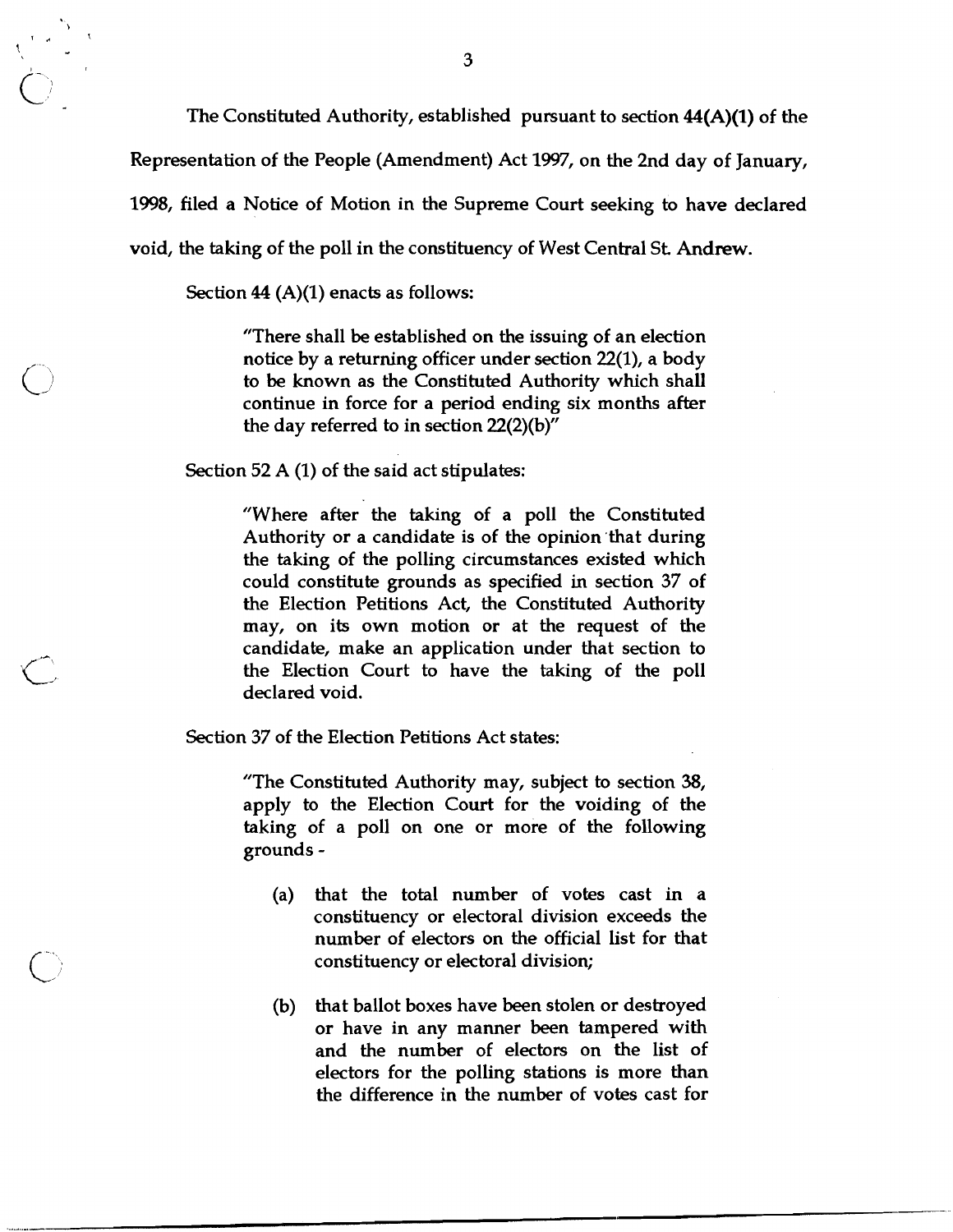The Constituted Authority, established pursuant to section 44(A)(1) of the Representation of the People (Amendment) Act 1997, on the 2nd day of January, 1998, filed a Notice of Motion in the Supreme Court seeking to have declared void, the taking of the poll in the constituency of West Central St. Andrew.

Section 44 (A)(1) enacts as follows:

> "There shall be established on the issuing of an election notice by a returning officer under section 22(1), a body to be known as the Constituted Authority which shall continue in force for a period ending six months after the day referred to in section 22(2)(b)"

Section 52 A (1) of the said act stipulates:

> "Where after the taking of a poll the Constituted Authority or a candidate is of the opinion that during the taking of the polling circumstances existed which could constitute grounds as specified in section 37 of the Election Petitions Act, the Constituted Authority may, on its own motion or at the request of the candidate, make an application under that section to the Election Court to have the taking of the poll declared void.

Section 37 of the Election Petitions Act states:

> "The Constituted Authority may, subject to section 38, apply to the Election Court for the voiding of the taking of a poll on one or more of the following grounds -
>
> (a) that the total number of votes cast in a constituency or electoral division exceeds the number of electors on the official list for that constituency or electoral division;
>
> (b) that ballot boxes have been stolen or destroyed or have in any manner been tampered with and the number of electors on the list of electors for the polling stations is more than the difference in the number of votes cast for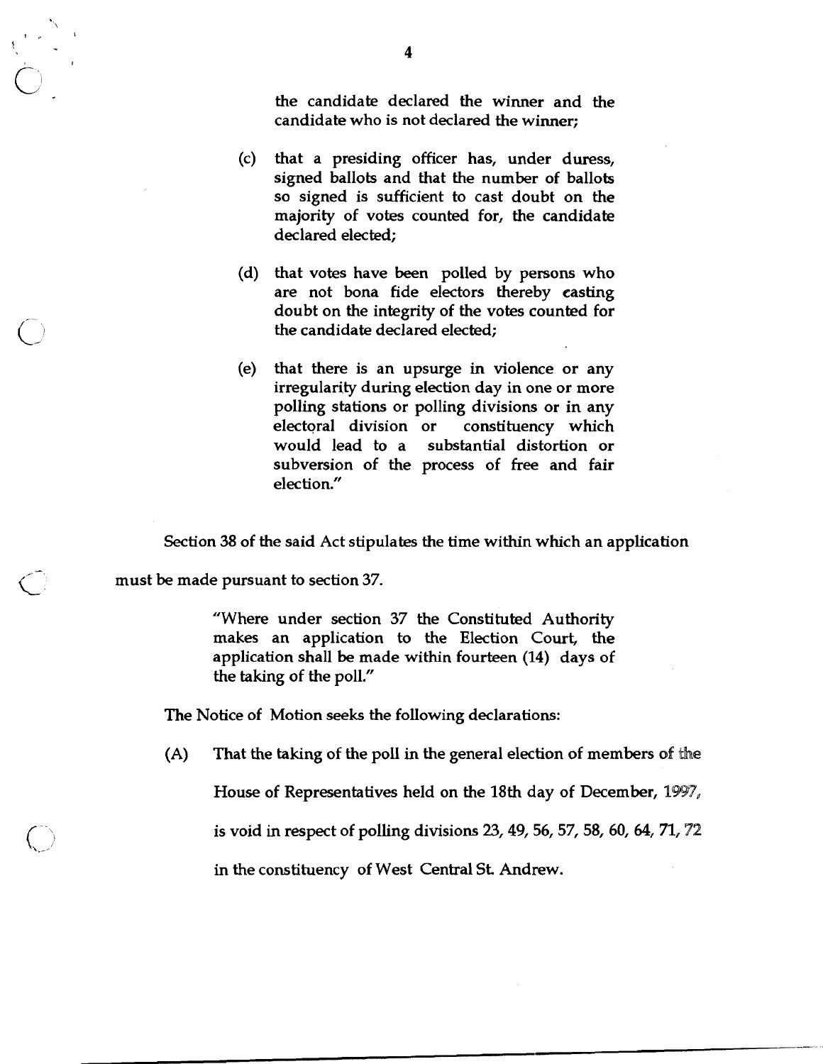the candidate declared the winner and the candidate who is not declared the winner;

(c) that a presiding officer has, under duress, signed ballots and that the number of ballots so signed is sufficient to cast doubt on the majority of votes counted for, the candidate declared elected;

(d) that votes have been polled by persons who are not bona fide electors thereby casting doubt on the integrity of the votes counted for the candidate declared elected;

(e) that there is an upsurge in violence or any irregularity during election day in one or more polling stations or polling divisions or in any electoral division or constituency which would lead to a substantial distortion or subversion of the process of free and fair election."

Section 38 of the said Act stipulates the time within which an application must be made pursuant to section 37.

> "Where under section 37 the Constituted Authority makes an application to the Election Court, the application shall be made within fourteen (14) days of the taking of the poll."

The Notice of Motion seeks the following declarations:

(A) That the taking of the poll in the general election of members of the House of Representatives held on the 18th day of December, 1997, is void in respect of polling divisions 23, 49, 56, 57, 58, 60, 64, 71, 72 in the constituency of West Central St. Andrew.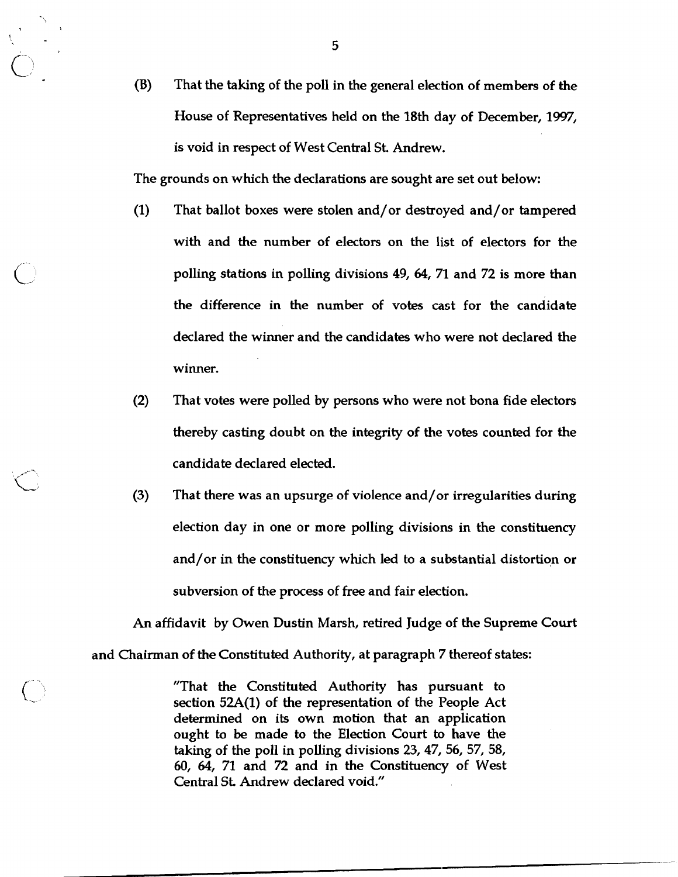(B) That the taking of the poll in the general election of members of the House of Representatives held on the 18th day of December, 1997, is void in respect of West Central St. Andrew.

The grounds on which the declarations are sought are set out below:

(1) That ballot boxes were stolen and/or destroyed and/or tampered with and the number of electors on the list of electors for the polling stations in polling divisions 49, 64, 71 and 72 is more than the difference in the number of votes cast for the candidate declared the winner and the candidates who were not declared the winner.

(2) That votes were polled by persons who were not bona fide electors thereby casting doubt on the integrity of the votes counted for the candidate declared elected.

(3) That there was an upsurge of violence and/or irregularities during election day in one or more polling divisions in the constituency and/or in the constituency which led to a substantial distortion or subversion of the process of free and fair election.

An affidavit by Owen Dustin Marsh, retired Judge of the Supreme Court and Chairman of the Constituted Authority, at paragraph 7 thereof states:

> "That the Constituted Authority has pursuant to section 52A(1) of the representation of the People Act determined on its own motion that an application ought to be made to the Election Court to have the taking of the poll in polling divisions 23, 47, 56, 57, 58, 60, 64, 71 and 72 and in the Constituency of West Central St. Andrew declared void."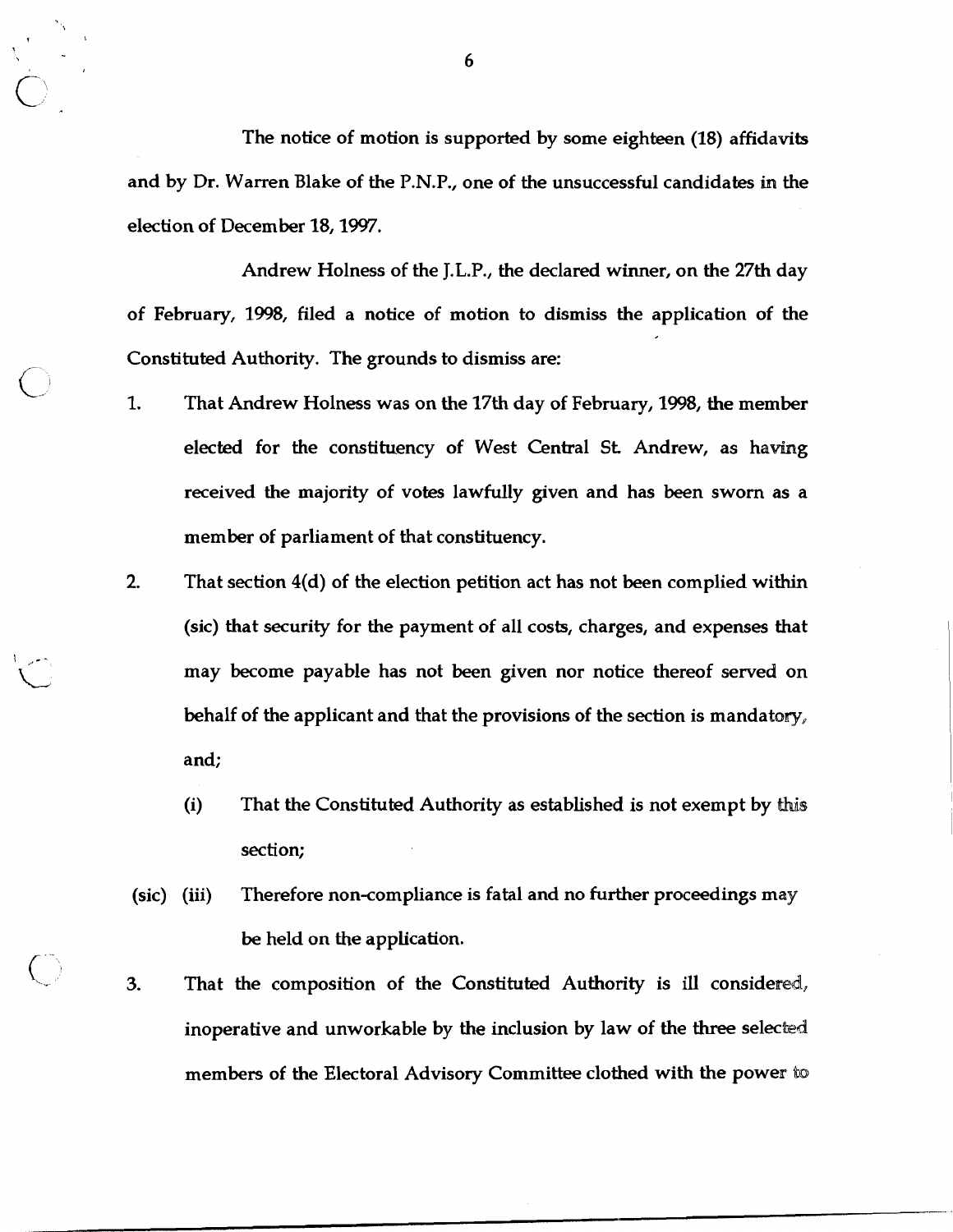The notice of motion is supported by some eighteen (18) affidavits and by Dr. Warren Blake of the P.N.P., one of the unsuccessful candidates in the election of December 18, 1997.

Andrew Holness of the J.L.P., the declared winner, on the 27th day of February, 1998, filed a notice of motion to dismiss the application of the Constituted Authority. The grounds to dismiss are:

1. That Andrew Holness was on the 17th day of February, 1998, the member elected for the constituency of West Central St. Andrew, as having received the majority of votes lawfully given and has been sworn as a member of parliament of that constituency.

2. That section 4(d) of the election petition act has not been complied within (sic) that security for the payment of all costs, charges, and expenses that may become payable has not been given nor notice thereof served on behalf of the applicant and that the provisions of the section is mandatory, and;

   (i) That the Constituted Authority as established is not exempt by this section;

   (sic) (iii) Therefore non-compliance is fatal and no further proceedings may be held on the application.

3. That the composition of the Constituted Authority is ill considered, inoperative and unworkable by the inclusion by law of the three selected members of the Electoral Advisory Committee clothed with the power to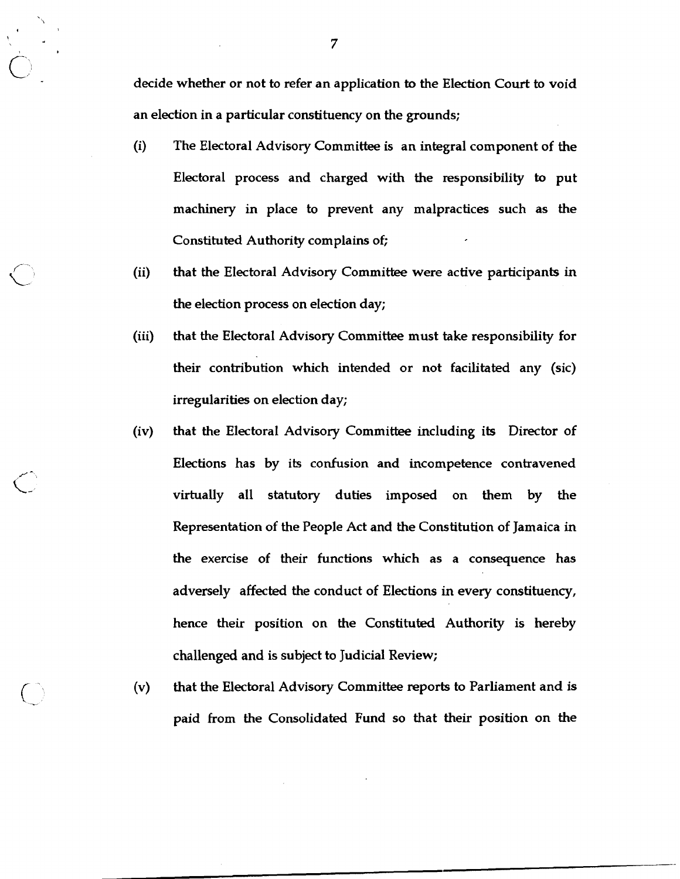decide whether or not to refer an application to the Election Court to void an election in a particular constituency on the grounds;

(i) The Electoral Advisory Committee is an integral component of the Electoral process and charged with the responsibility to put machinery in place to prevent any malpractices such as the Constituted Authority complains of;

(ii) that the Electoral Advisory Committee were active participants in the election process on election day;

(iii) that the Electoral Advisory Committee must take responsibility for their contribution which intended or not facilitated any (sic) irregularities on election day;

(iv) that the Electoral Advisory Committee including its Director of Elections has by its confusion and incompetence contravened virtually all statutory duties imposed on them by the Representation of the People Act and the Constitution of Jamaica in the exercise of their functions which as a consequence has adversely affected the conduct of Elections in every constituency, hence their position on the Constituted Authority is hereby challenged and is subject to Judicial Review;

(v) that the Electoral Advisory Committee reports to Parliament and is paid from the Consolidated Fund so that their position on the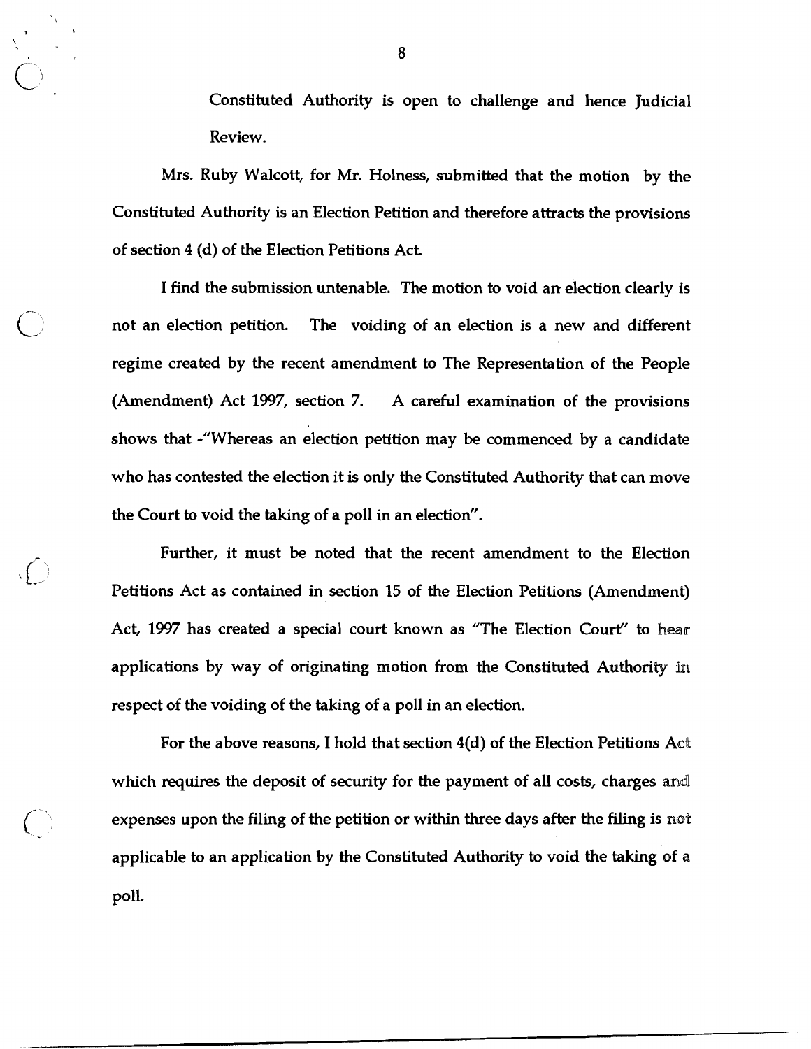Constituted Authority is open to challenge and hence Judicial Review.

Mrs. Ruby Walcott, for Mr. Holness, submitted that the motion by the Constituted Authority is an Election Petition and therefore attracts the provisions of section 4 (d) of the Election Petitions Act.

I find the submission untenable. The motion to void an election clearly is not an election petition. The voiding of an election is a new and different regime created by the recent amendment to The Representation of the People (Amendment) Act 1997, section 7. A careful examination of the provisions shows that -"Whereas an election petition may be commenced by a candidate who has contested the election it is only the Constituted Authority that can move the Court to void the taking of a poll in an election".

Further, it must be noted that the recent amendment to the Election Petitions Act as contained in section 15 of the Election Petitions (Amendment) Act, 1997 has created a special court known as "The Election Court" to hear applications by way of originating motion from the Constituted Authority in respect of the voiding of the taking of a poll in an election.

For the above reasons, I hold that section 4(d) of the Election Petitions Act which requires the deposit of security for the payment of all costs, charges and expenses upon the filing of the petition or within three days after the filing is not applicable to an application by the Constituted Authority to void the taking of a poll.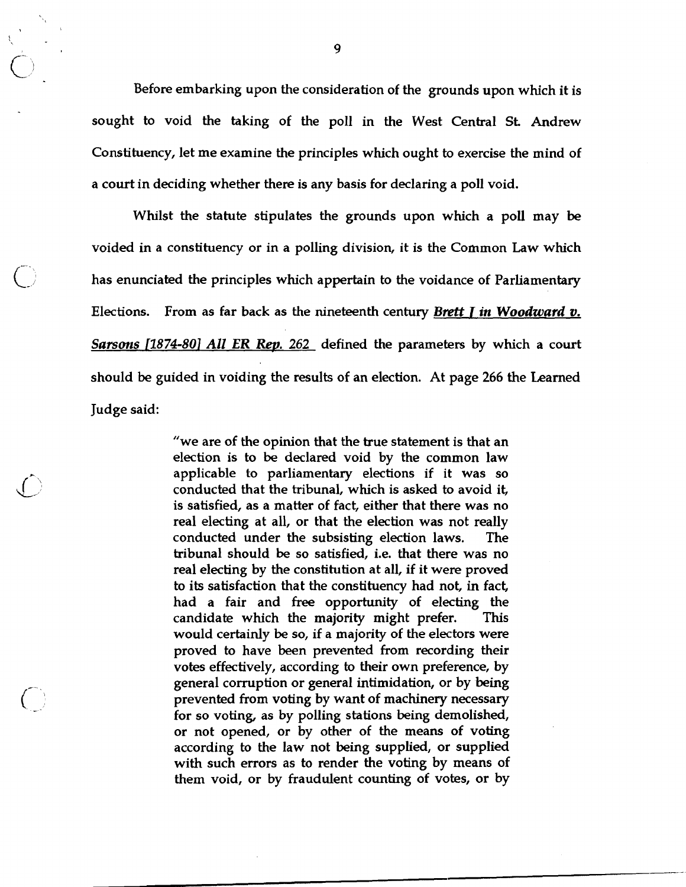Before embarking upon the consideration of the grounds upon which it is sought to void the taking of the poll in the West Central St. Andrew Constituency, let me examine the principles which ought to exercise the mind of a court in deciding whether there is any basis for declaring a poll void.

Whilst the statute stipulates the grounds upon which a poll may be voided in a constituency or in a polling division, it is the Common Law which has enunciated the principles which appertain to the voidance of Parliamentary Elections. From as far back as the nineteenth century ***Brett J in Woodward v. Sarsons [1874-80] All ER Rep. 262*** defined the parameters by which a court should be guided in voiding the results of an election. At page 266 the Learned Judge said:

> "we are of the opinion that the true statement is that an election is to be declared void by the common law applicable to parliamentary elections if it was so conducted that the tribunal, which is asked to avoid it, is satisfied, as a matter of fact, either that there was no real electing at all, or that the election was not really conducted under the subsisting election laws. The tribunal should be so satisfied, i.e. that there was no real electing by the constitution at all, if it were proved to its satisfaction that the constituency had not, in fact, had a fair and free opportunity of electing the candidate which the majority might prefer. This would certainly be so, if a majority of the electors were proved to have been prevented from recording their votes effectively, according to their own preference, by general corruption or general intimidation, or by being prevented from voting by want of machinery necessary for so voting, as by polling stations being demolished, or not opened, or by other of the means of voting according to the law not being supplied, or supplied with such errors as to render the voting by means of them void, or by fraudulent counting of votes, or by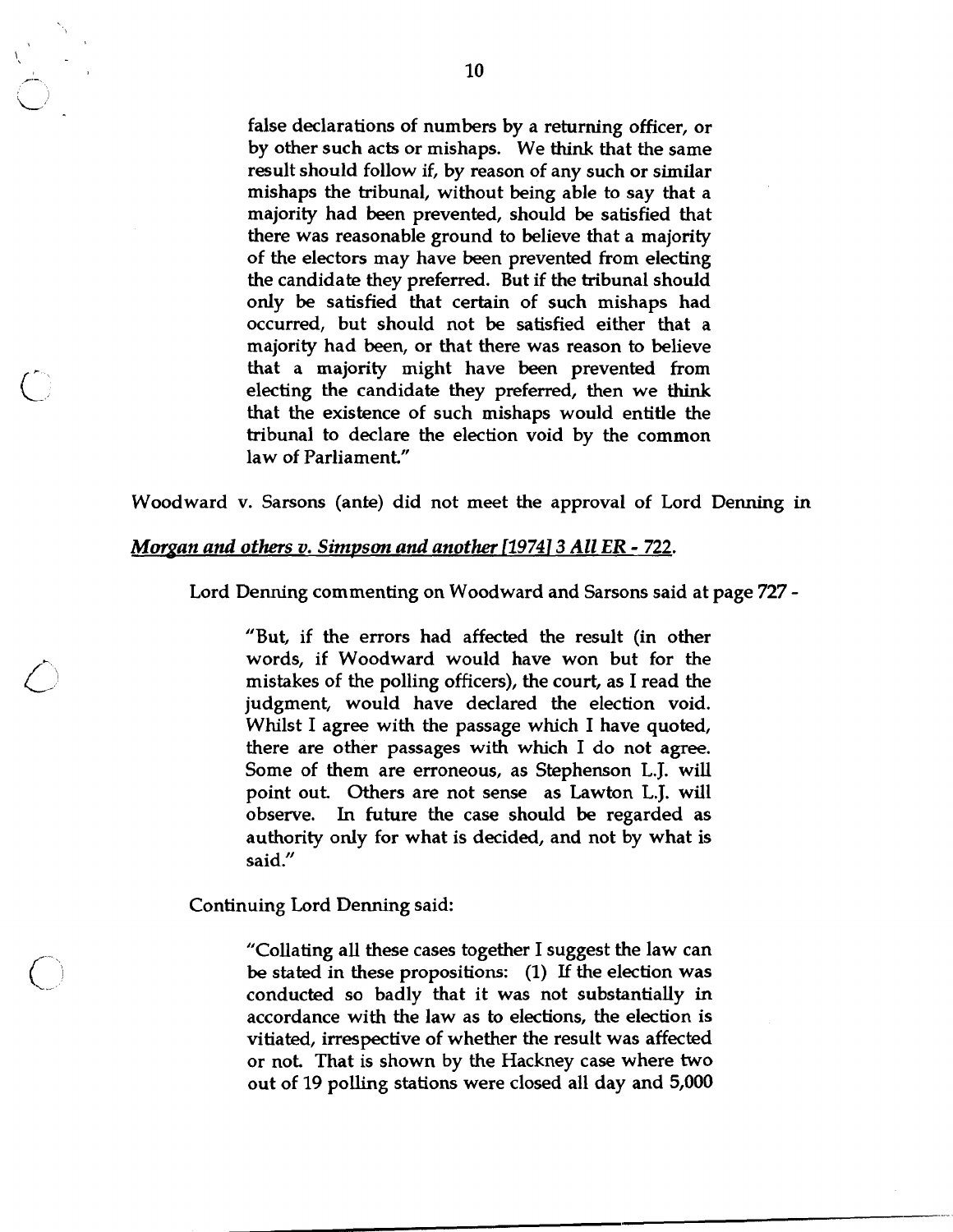> false declarations of numbers by a returning officer, or by other such acts or mishaps. We think that the same result should follow if, by reason of any such or similar mishaps the tribunal, without being able to say that a majority had been prevented, should be satisfied that there was reasonable ground to believe that a majority of the electors may have been prevented from electing the candidate they preferred. But if the tribunal should only be satisfied that certain of such mishaps had occurred, but should not be satisfied either that a majority had been, or that there was reason to believe that a majority might have been prevented from electing the candidate they preferred, then we think that the existence of such mishaps would entitle the tribunal to declare the election void by the common law of Parliament."

Woodward v. Sarsons (ante) did not meet the approval of Lord Denning in

***Morgan and others v. Simpson and another*** **[1974] 3 All ER - 722.**

Lord Denning commenting on Woodward and Sarsons said at page 727 -

> "But, if the errors had affected the result (in other words, if Woodward would have won but for the mistakes of the polling officers), the court, as I read the judgment, would have declared the election void. Whilst I agree with the passage which I have quoted, there are other passages with which I do not agree. Some of them are erroneous, as Stephenson L.J. will point out. Others are not sense as Lawton L.J. will observe. In future the case should be regarded as authority only for what is decided, and not by what is said."

Continuing Lord Denning said:

> "Collating all these cases together I suggest the law can be stated in these propositions: (1) If the election was conducted so badly that it was not substantially in accordance with the law as to elections, the election is vitiated, irrespective of whether the result was affected or not. That is shown by the Hackney case where two out of 19 polling stations were closed all day and 5,000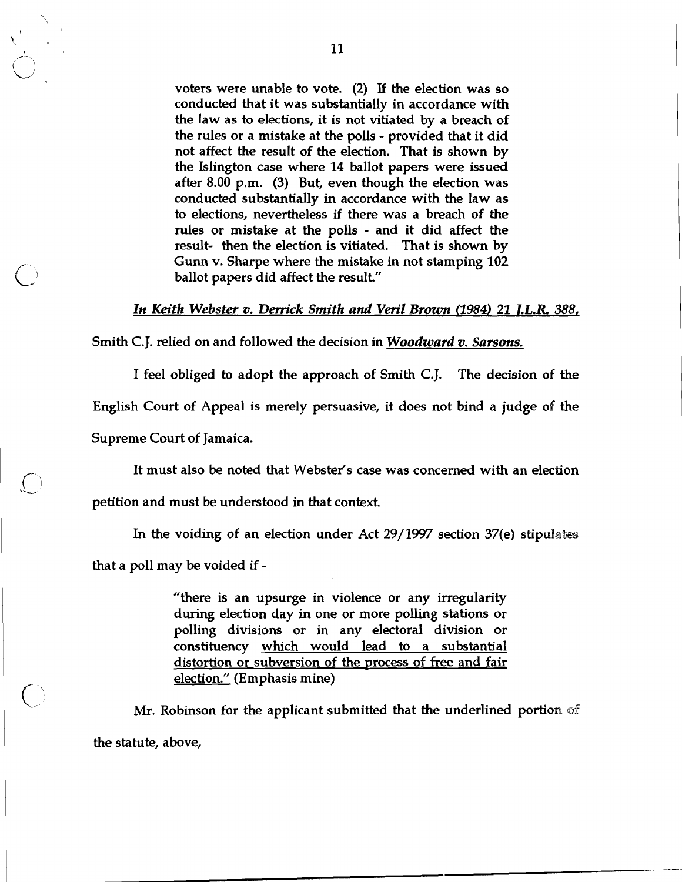> voters were unable to vote. (2) If the election was so conducted that it was substantially in accordance with the law as to elections, it is not vitiated by a breach of the rules or a mistake at the polls - provided that it did not affect the result of the election. That is shown by the Islington case where 14 ballot papers were issued after 8.00 p.m. (3) But, even though the election was conducted substantially in accordance with the law as to elections, nevertheless if there was a breach of the rules or mistake at the polls - and it did affect the result- then the election is vitiated. That is shown by Gunn v. Sharpe where the mistake in not stamping 102 ballot papers did affect the result."

***In Keith Webster v. Derrick Smith and Veril Brown (1984) 21 J.L.R. 388,***

Smith C.J. relied on and followed the decision in ***Woodward v. Sarsons.***

I feel obliged to adopt the approach of Smith C.J. The decision of the English Court of Appeal is merely persuasive, it does not bind a judge of the Supreme Court of Jamaica.

It must also be noted that Webster's case was concerned with an election petition and must be understood in that context.

In the voiding of an election under Act 29/1997 section 37(e) stipulates that a poll may be voided if -

> "there is an upsurge in violence or any irregularity during election day in one or more polling stations or polling divisions or in any electoral division or constituency which would lead to a substantial distortion or subversion of the process of free and fair election." (Emphasis mine)

Mr. Robinson for the applicant submitted that the underlined portion of the statute, above,